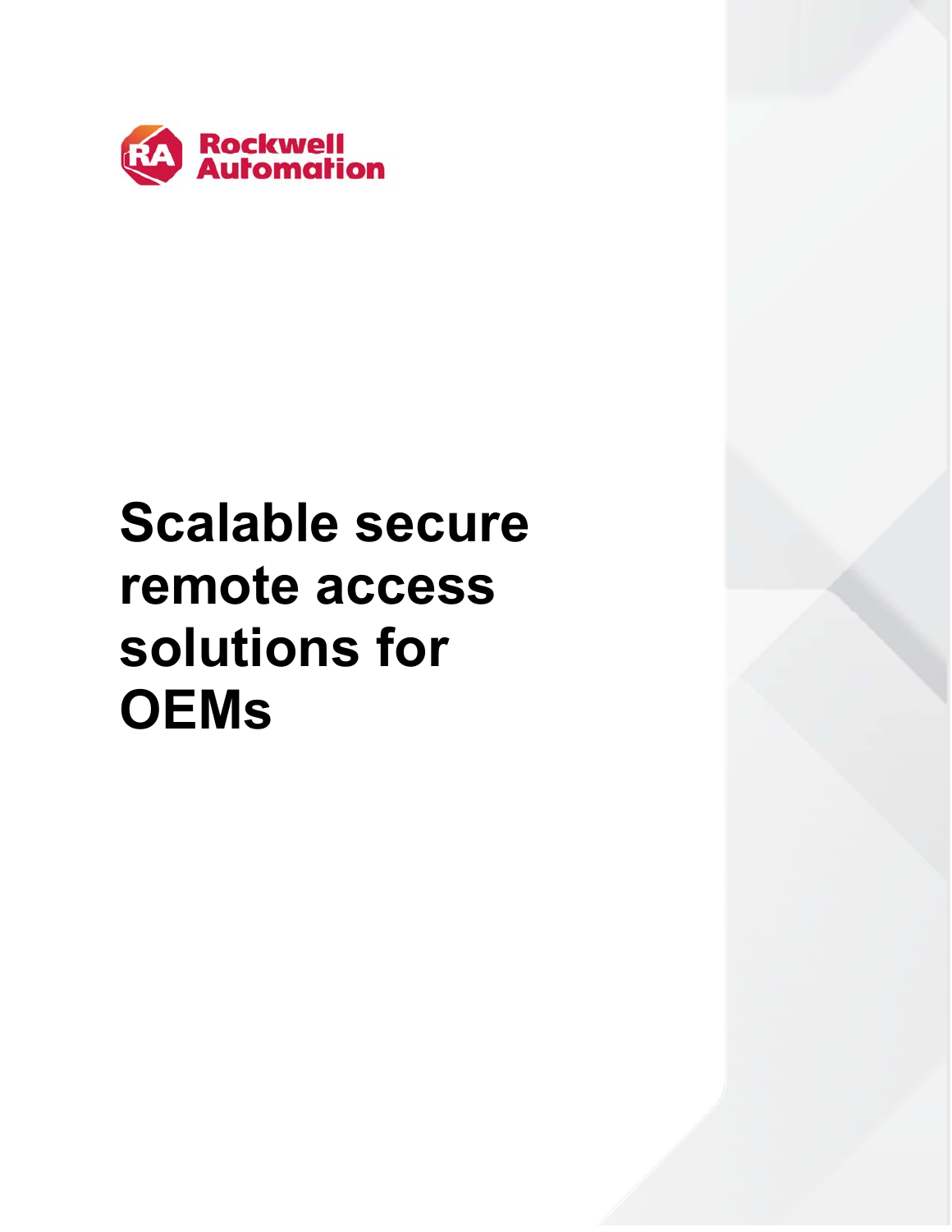Rockwell Automation

# Scalable secure remote access solutions for OEMs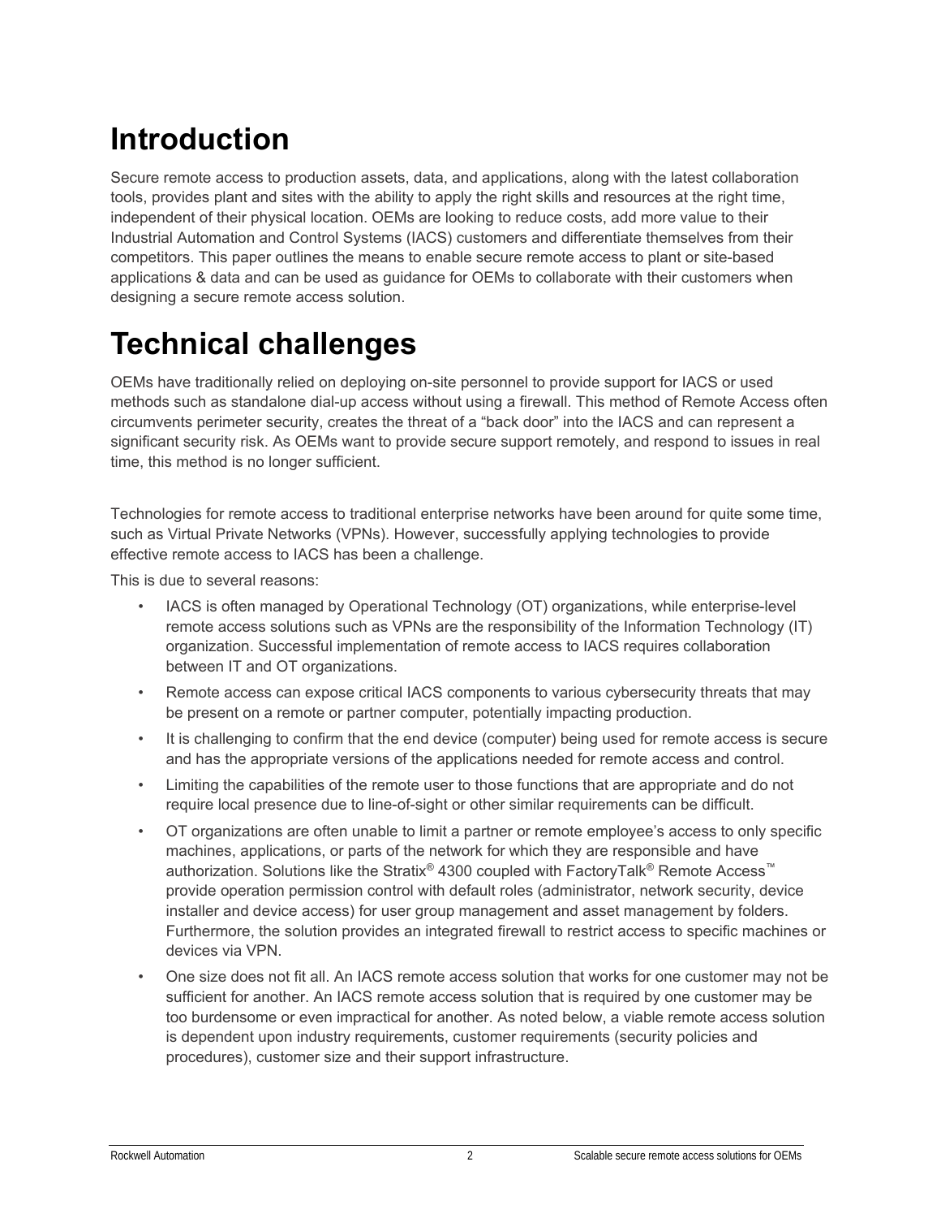# Introduction

Secure remote access to production assets, data, and applications, along with the latest collaboration tools, provides plant and sites with the ability to apply the right skills and resources at the right time, independent of their physical location. OEMs are looking to reduce costs, add more value to their Industrial Automation and Control Systems (IACS) customers and differentiate themselves from their competitors. This paper outlines the means to enable secure remote access to plant or site-based applications & data and can be used as guidance for OEMs to collaborate with their customers when designing a secure remote access solution.

# Technical challenges

OEMs have traditionally relied on deploying on-site personnel to provide support for IACS or used methods such as standalone dial-up access without using a firewall. This method of Remote Access often circumvents perimeter security, creates the threat of a "back door" into the IACS and can represent a significant security risk. As OEMs want to provide secure support remotely, and respond to issues in real time, this method is no longer sufficient.

Technologies for remote access to traditional enterprise networks have been around for quite some time, such as Virtual Private Networks (VPNs). However, successfully applying technologies to provide effective remote access to IACS has been a challenge.

This is due to several reasons:

- IACS is often managed by Operational Technology (OT) organizations, while enterprise-level remote access solutions such as VPNs are the responsibility of the Information Technology (IT) organization. Successful implementation of remote access to IACS requires collaboration between IT and OT organizations.
- Remote access can expose critical IACS components to various cybersecurity threats that may be present on a remote or partner computer, potentially impacting production.
- It is challenging to confirm that the end device (computer) being used for remote access is secure and has the appropriate versions of the applications needed for remote access and control.
- Limiting the capabilities of the remote user to those functions that are appropriate and do not require local presence due to line-of-sight or other similar requirements can be difficult.
- OT organizations are often unable to limit a partner or remote employee's access to only specific machines, applications, or parts of the network for which they are responsible and have authorization. Solutions like the Stratix® 4300 coupled with FactoryTalk® Remote Access™ provide operation permission control with default roles (administrator, network security, device installer and device access) for user group management and asset management by folders. Furthermore, the solution provides an integrated firewall to restrict access to specific machines or devices via VPN.
- One size does not fit all. An IACS remote access solution that works for one customer may not be sufficient for another. An IACS remote access solution that is required by one customer may be too burdensome or even impractical for another. As noted below, a viable remote access solution is dependent upon industry requirements, customer requirements (security policies and procedures), customer size and their support infrastructure.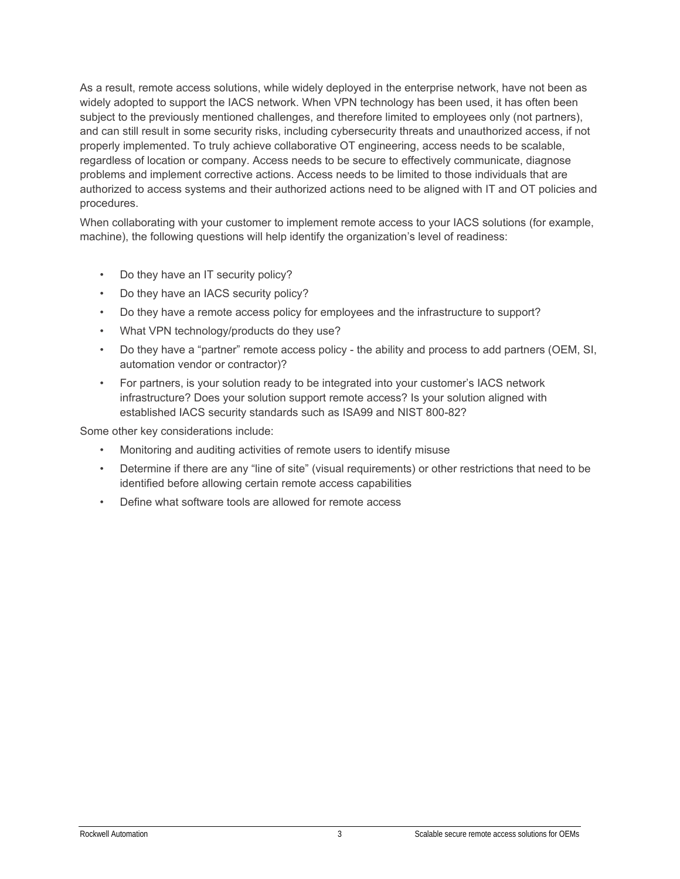As a result, remote access solutions, while widely deployed in the enterprise network, have not been as widely adopted to support the IACS network. When VPN technology has been used, it has often been subject to the previously mentioned challenges, and therefore limited to employees only (not partners), and can still result in some security risks, including cybersecurity threats and unauthorized access, if not properly implemented. To truly achieve collaborative OT engineering, access needs to be scalable, regardless of location or company. Access needs to be secure to effectively communicate, diagnose problems and implement corrective actions. Access needs to be limited to those individuals that are authorized to access systems and their authorized actions need to be aligned with IT and OT policies and procedures.

When collaborating with your customer to implement remote access to your IACS solutions (for example, machine), the following questions will help identify the organization's level of readiness:

- Do they have an IT security policy?
- Do they have an IACS security policy?
- Do they have a remote access policy for employees and the infrastructure to support?
- What VPN technology/products do they use?
- Do they have a "partner" remote access policy - the ability and process to add partners (OEM, SI, automation vendor or contractor)?
- For partners, is your solution ready to be integrated into your customer's IACS network infrastructure? Does your solution support remote access? Is your solution aligned with established IACS security standards such as ISA99 and NIST 800-82?

Some other key considerations include:

- Monitoring and auditing activities of remote users to identify misuse
- Determine if there are any "line of site" (visual requirements) or other restrictions that need to be identified before allowing certain remote access capabilities
- Define what software tools are allowed for remote access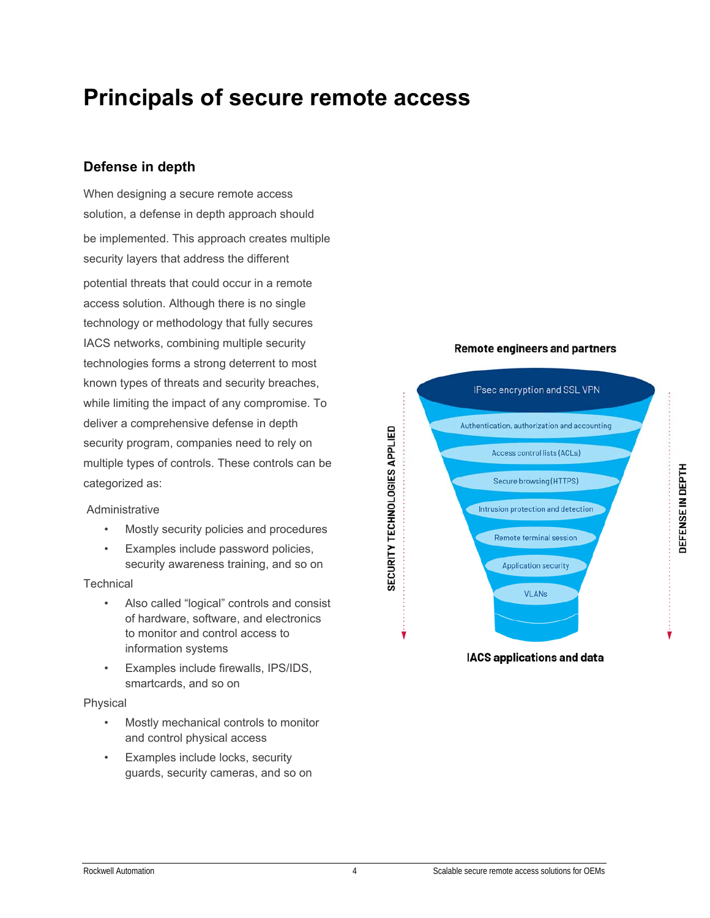# Principals of secure remote access

## Defense in depth

When designing a secure remote access solution, a defense in depth approach should be implemented. This approach creates multiple security layers that address the different potential threats that could occur in a remote access solution. Although there is no single technology or methodology that fully secures IACS networks, combining multiple security technologies forms a strong deterrent to most known types of threats and security breaches, while limiting the impact of any compromise. To deliver a comprehensive defense in depth security program, companies need to rely on multiple types of controls. These controls can be categorized as:

Administrative

- Mostly security policies and procedures
- Examples include password policies, security awareness training, and so on

Technical

- Also called "logical" controls and consist of hardware, software, and electronics to monitor and control access to information systems
- Examples include firewalls, IPS/IDS, smartcards, and so on

Physical

- Mostly mechanical controls to monitor and control physical access
- Examples include locks, security guards, security cameras, and so on

**Remote engineers and partners**

SECURITY TECHNOLOGIES APPLIED

- IPsec encryption and SSL VPN
- Authentication, authorization and accounting
- Access control lists (ACLs)
- Secure browsing (HTTPS)
- Intrusion protection and detection
- Remote terminal session
- Application security
- VLANs

DEFENSE IN DEPTH

**IACS applications and data**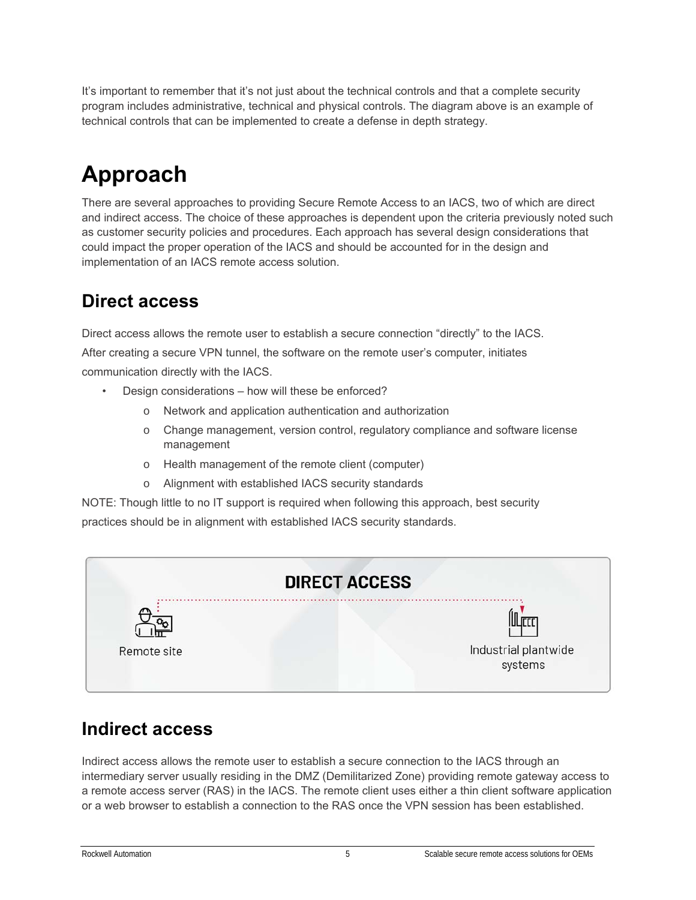It's important to remember that it's not just about the technical controls and that a complete security program includes administrative, technical and physical controls. The diagram above is an example of technical controls that can be implemented to create a defense in depth strategy.

# Approach

There are several approaches to providing Secure Remote Access to an IACS, two of which are direct and indirect access. The choice of these approaches is dependent upon the criteria previously noted such as customer security policies and procedures. Each approach has several design considerations that could impact the proper operation of the IACS and should be accounted for in the design and implementation of an IACS remote access solution.

## Direct access

Direct access allows the remote user to establish a secure connection "directly" to the IACS. After creating a secure VPN tunnel, the software on the remote user's computer, initiates communication directly with the IACS.

- Design considerations – how will these be enforced?
  - Network and application authentication and authorization
  - Change management, version control, regulatory compliance and software license management
  - Health management of the remote client (computer)
  - Alignment with established IACS security standards

NOTE: Though little to no IT support is required when following this approach, best security practices should be in alignment with established IACS security standards.

**DIRECT ACCESS**

Remote site

Industrial plantwide systems

## Indirect access

Indirect access allows the remote user to establish a secure connection to the IACS through an intermediary server usually residing in the DMZ (Demilitarized Zone) providing remote gateway access to a remote access server (RAS) in the IACS. The remote client uses either a thin client software application or a web browser to establish a connection to the RAS once the VPN session has been established.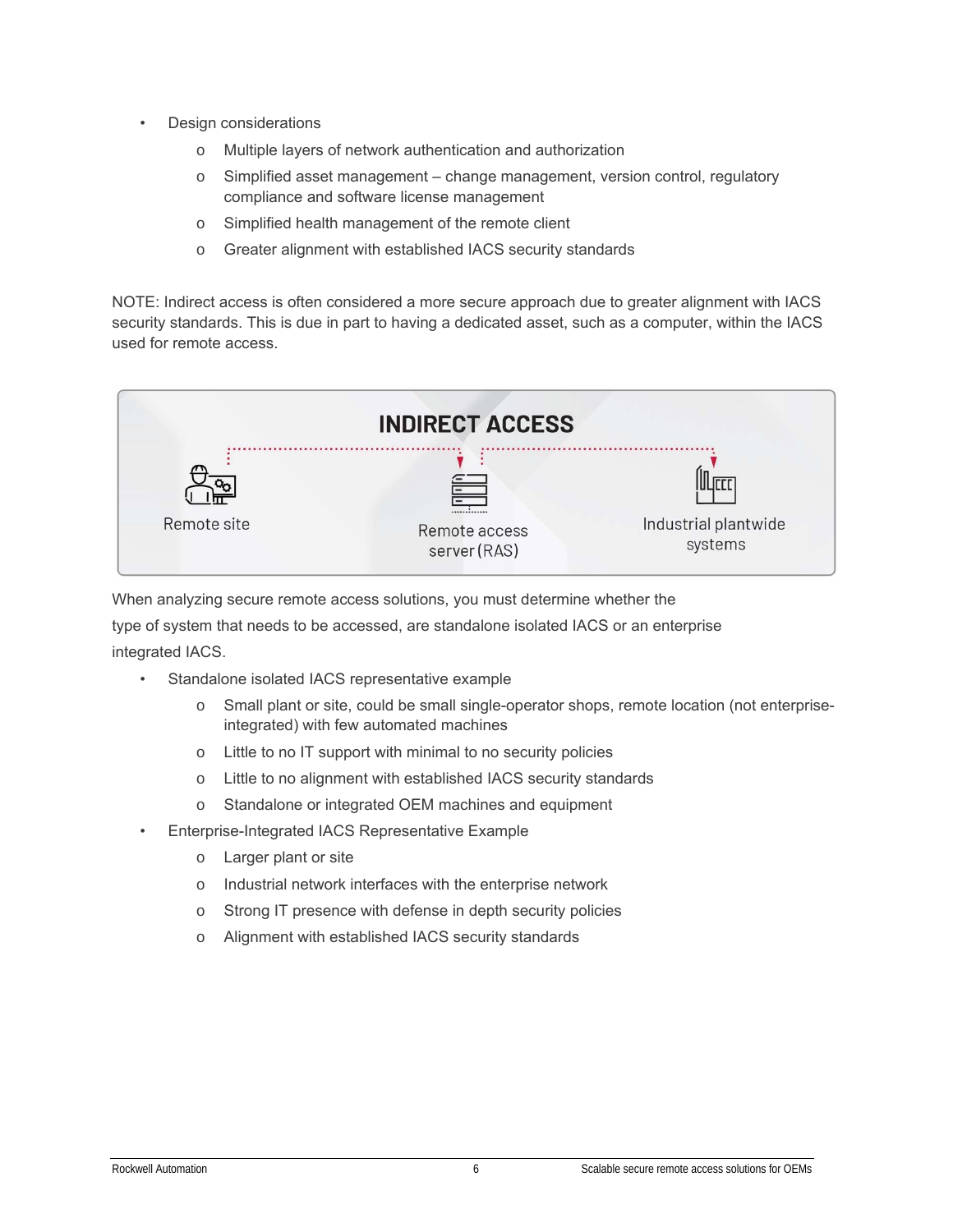- Design considerations
  - Multiple layers of network authentication and authorization
  - Simplified asset management – change management, version control, regulatory compliance and software license management
  - Simplified health management of the remote client
  - Greater alignment with established IACS security standards

NOTE: Indirect access is often considered a more secure approach due to greater alignment with IACS security standards. This is due in part to having a dedicated asset, such as a computer, within the IACS used for remote access.

**INDIRECT ACCESS**

Remote site — Remote access server (RAS) — Industrial plantwide systems

When analyzing secure remote access solutions, you must determine whether the type of system that needs to be accessed, are standalone isolated IACS or an enterprise integrated IACS.

- Standalone isolated IACS representative example
  - Small plant or site, could be small single-operator shops, remote location (not enterprise-integrated) with few automated machines
  - Little to no IT support with minimal to no security policies
  - Little to no alignment with established IACS security standards
  - Standalone or integrated OEM machines and equipment
- Enterprise-Integrated IACS Representative Example
  - Larger plant or site
  - Industrial network interfaces with the enterprise network
  - Strong IT presence with defense in depth security policies
  - Alignment with established IACS security standards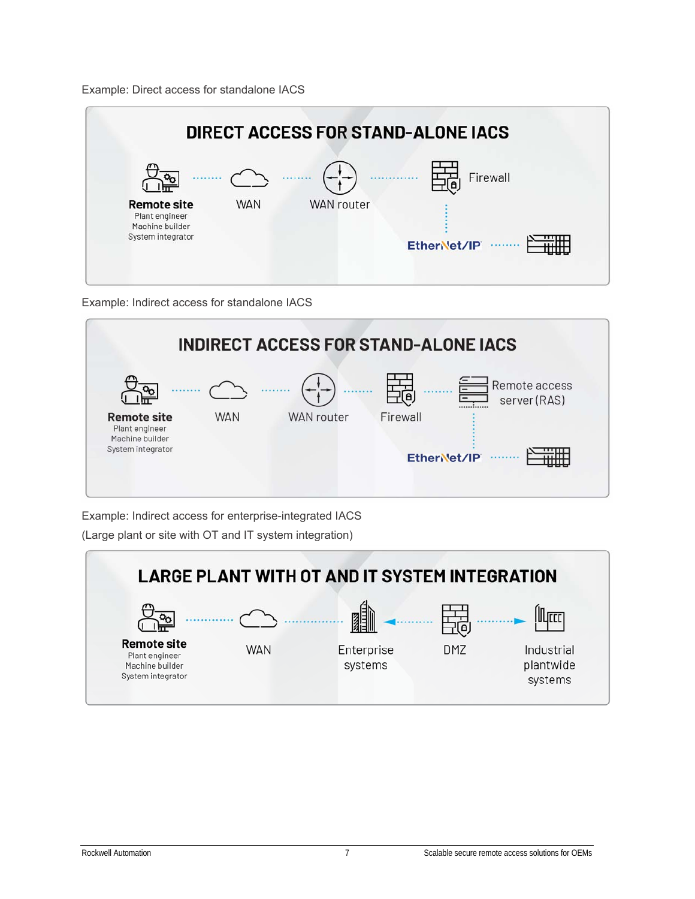Example: Direct access for standalone IACS

**DIRECT ACCESS FOR STAND-ALONE IACS**

**Remote site**
Plant engineer
Machine builder
System integrator

WAN

WAN router

Firewall

EtherNet/IP

Example: Indirect access for standalone IACS

**INDIRECT ACCESS FOR STAND-ALONE IACS**

**Remote site**
Plant engineer
Machine builder
System integrator

WAN

WAN router

Firewall

Remote access server (RAS)

EtherNet/IP

Example: Indirect access for enterprise-integrated IACS
(Large plant or site with OT and IT system integration)

**LARGE PLANT WITH OT AND IT SYSTEM INTEGRATION**

**Remote site**
Plant engineer
Machine builder
System integrator

WAN

Enterprise systems

DMZ

Industrial plantwide systems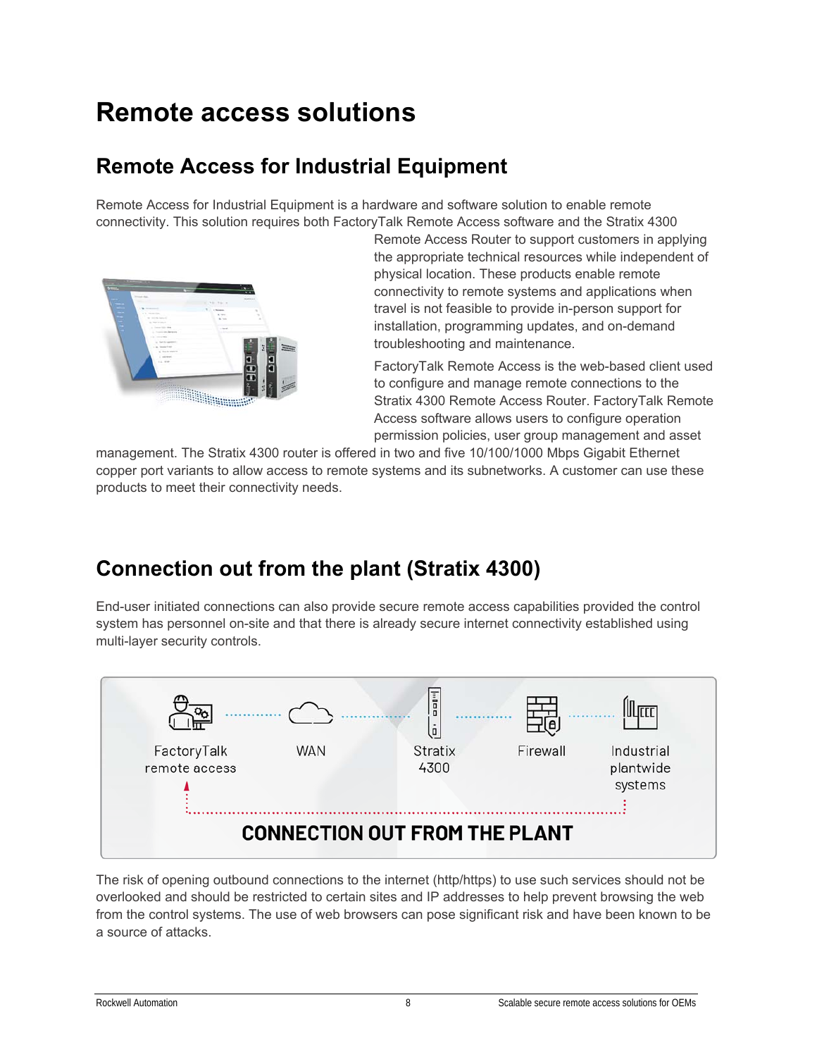# Remote access solutions

## Remote Access for Industrial Equipment

Remote Access for Industrial Equipment is a hardware and software solution to enable remote connectivity. This solution requires both FactoryTalk Remote Access software and the Stratix 4300 Remote Access Router to support customers in applying the appropriate technical resources while independent of physical location. These products enable remote connectivity to remote systems and applications when travel is not feasible to provide in-person support for installation, programming updates, and on-demand troubleshooting and maintenance.

FactoryTalk Remote Access is the web-based client used to configure and manage remote connections to the Stratix 4300 Remote Access Router. FactoryTalk Remote Access software allows users to configure operation permission policies, user group management and asset management. The Stratix 4300 router is offered in two and five 10/100/1000 Mbps Gigabit Ethernet copper port variants to allow access to remote systems and its subnetworks. A customer can use these products to meet their connectivity needs.

## Connection out from the plant (Stratix 4300)

End-user initiated connections can also provide secure remote access capabilities provided the control system has personnel on-site and that there is already secure internet connectivity established using multi-layer security controls.

FactoryTalk remote access — WAN — Stratix 4300 — Firewall — Industrial plantwide systems

CONNECTION OUT FROM THE PLANT

The risk of opening outbound connections to the internet (http/https) to use such services should not be overlooked and should be restricted to certain sites and IP addresses to help prevent browsing the web from the control systems. The use of web browsers can pose significant risk and have been known to be a source of attacks.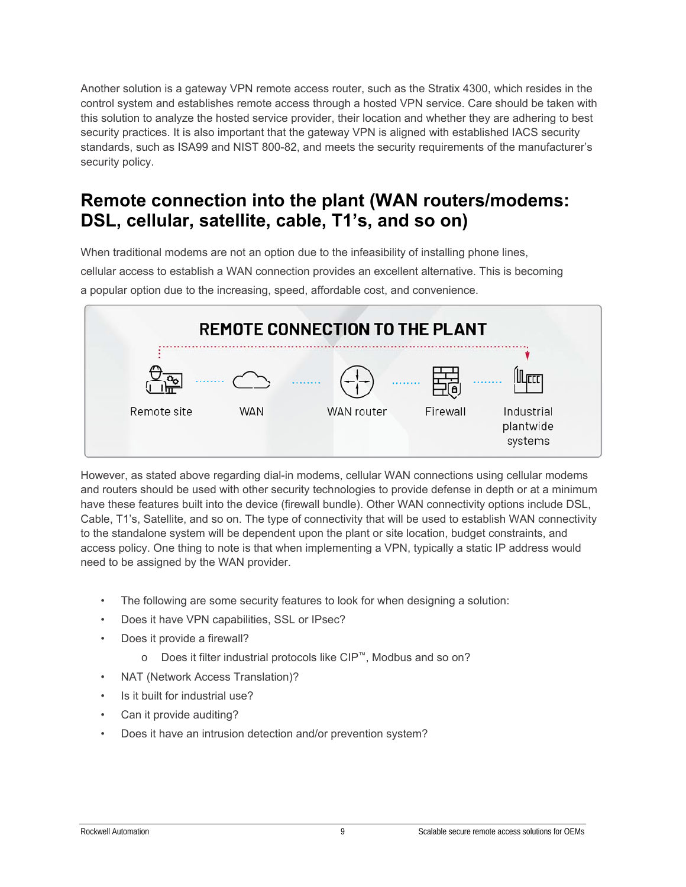Another solution is a gateway VPN remote access router, such as the Stratix 4300, which resides in the control system and establishes remote access through a hosted VPN service. Care should be taken with this solution to analyze the hosted service provider, their location and whether they are adhering to best security practices. It is also important that the gateway VPN is aligned with established IACS security standards, such as ISA99 and NIST 800-82, and meets the security requirements of the manufacturer's security policy.

## Remote connection into the plant (WAN routers/modems: DSL, cellular, satellite, cable, T1's, and so on)

When traditional modems are not an option due to the infeasibility of installing phone lines, cellular access to establish a WAN connection provides an excellent alternative. This is becoming a popular option due to the increasing, speed, affordable cost, and convenience.

REMOTE CONNECTION TO THE PLANT

Remote site — WAN — WAN router — Firewall — Industrial plantwide systems

However, as stated above regarding dial-in modems, cellular WAN connections using cellular modems and routers should be used with other security technologies to provide defense in depth or at a minimum have these features built into the device (firewall bundle). Other WAN connectivity options include DSL, Cable, T1's, Satellite, and so on. The type of connectivity that will be used to establish WAN connectivity to the standalone system will be dependent upon the plant or site location, budget constraints, and access policy. One thing to note is that when implementing a VPN, typically a static IP address would need to be assigned by the WAN provider.

- The following are some security features to look for when designing a solution:
- Does it have VPN capabilities, SSL or IPsec?
- Does it provide a firewall?
  - Does it filter industrial protocols like CIP™, Modbus and so on?
- NAT (Network Access Translation)?
- Is it built for industrial use?
- Can it provide auditing?
- Does it have an intrusion detection and/or prevention system?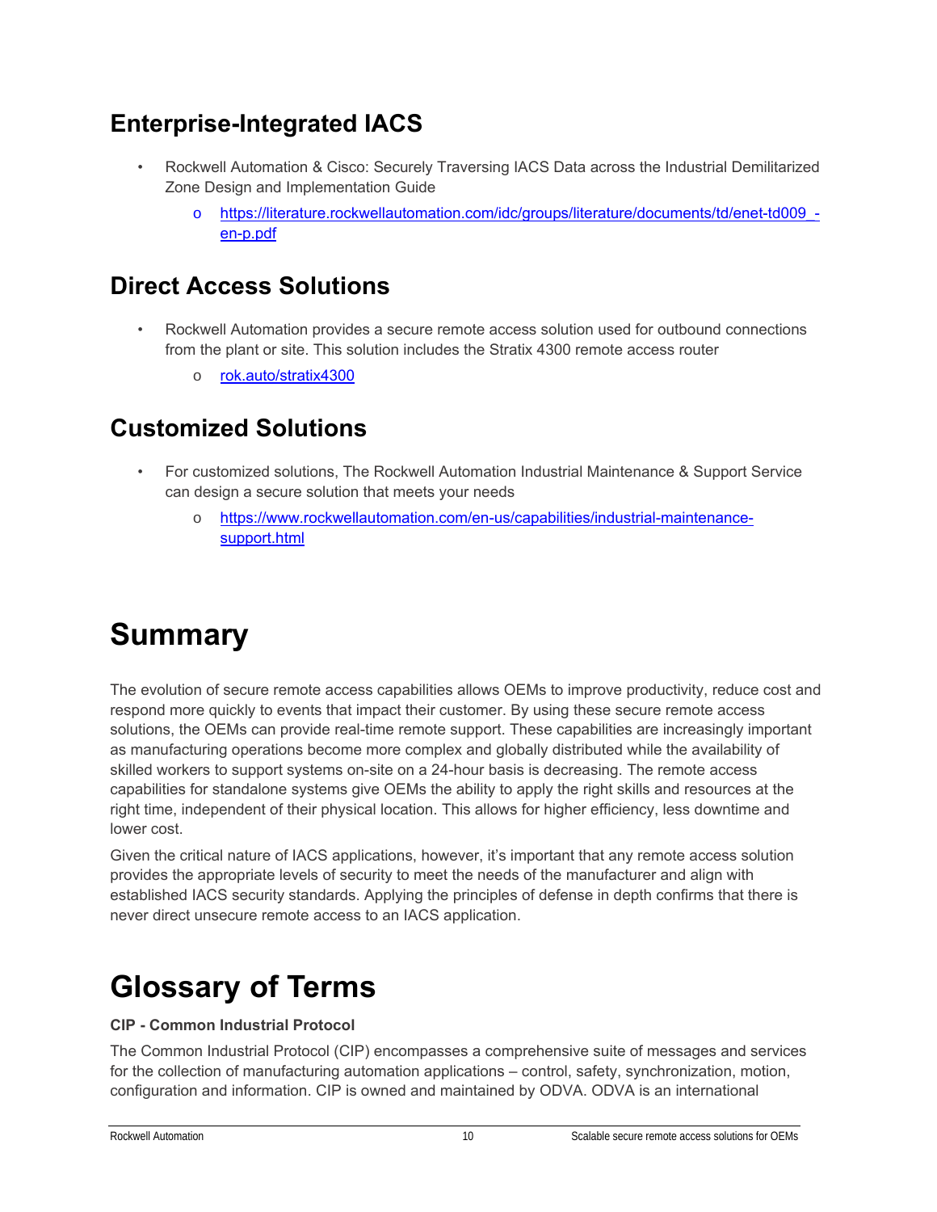## Enterprise-Integrated IACS

- Rockwell Automation & Cisco: Securely Traversing IACS Data across the Industrial Demilitarized Zone Design and Implementation Guide
    - https://literature.rockwellautomation.com/idc/groups/literature/documents/td/enet-td009_-en-p.pdf

## Direct Access Solutions

- Rockwell Automation provides a secure remote access solution used for outbound connections from the plant or site. This solution includes the Stratix 4300 remote access router
    - rok.auto/stratix4300

## Customized Solutions

- For customized solutions, The Rockwell Automation Industrial Maintenance & Support Service can design a secure solution that meets your needs
    - https://www.rockwellautomation.com/en-us/capabilities/industrial-maintenance-support.html

# Summary

The evolution of secure remote access capabilities allows OEMs to improve productivity, reduce cost and respond more quickly to events that impact their customer. By using these secure remote access solutions, the OEMs can provide real-time remote support. These capabilities are increasingly important as manufacturing operations become more complex and globally distributed while the availability of skilled workers to support systems on-site on a 24-hour basis is decreasing. The remote access capabilities for standalone systems give OEMs the ability to apply the right skills and resources at the right time, independent of their physical location. This allows for higher efficiency, less downtime and lower cost.

Given the critical nature of IACS applications, however, it's important that any remote access solution provides the appropriate levels of security to meet the needs of the manufacturer and align with established IACS security standards. Applying the principles of defense in depth confirms that there is never direct unsecure remote access to an IACS application.

# Glossary of Terms

**CIP - Common Industrial Protocol**

The Common Industrial Protocol (CIP) encompasses a comprehensive suite of messages and services for the collection of manufacturing automation applications – control, safety, synchronization, motion, configuration and information. CIP is owned and maintained by ODVA. ODVA is an international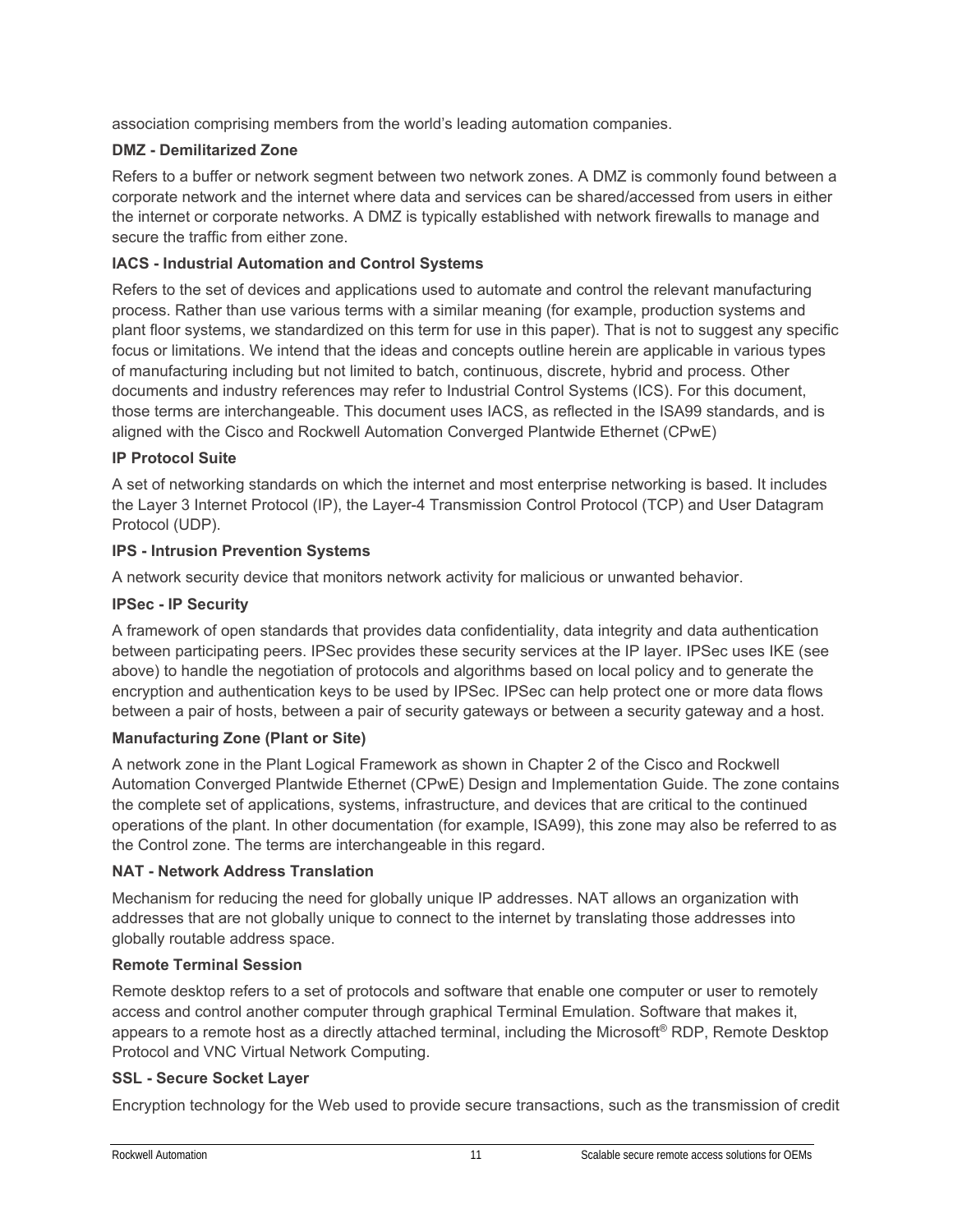association comprising members from the world's leading automation companies.

**DMZ - Demilitarized Zone**

Refers to a buffer or network segment between two network zones. A DMZ is commonly found between a corporate network and the internet where data and services can be shared/accessed from users in either the internet or corporate networks. A DMZ is typically established with network firewalls to manage and secure the traffic from either zone.

**IACS - Industrial Automation and Control Systems**

Refers to the set of devices and applications used to automate and control the relevant manufacturing process. Rather than use various terms with a similar meaning (for example, production systems and plant floor systems, we standardized on this term for use in this paper). That is not to suggest any specific focus or limitations. We intend that the ideas and concepts outline herein are applicable in various types of manufacturing including but not limited to batch, continuous, discrete, hybrid and process. Other documents and industry references may refer to Industrial Control Systems (ICS). For this document, those terms are interchangeable. This document uses IACS, as reflected in the ISA99 standards, and is aligned with the Cisco and Rockwell Automation Converged Plantwide Ethernet (CPwE)

**IP Protocol Suite**

A set of networking standards on which the internet and most enterprise networking is based. It includes the Layer 3 Internet Protocol (IP), the Layer-4 Transmission Control Protocol (TCP) and User Datagram Protocol (UDP).

**IPS - Intrusion Prevention Systems**

A network security device that monitors network activity for malicious or unwanted behavior.

**IPSec - IP Security**

A framework of open standards that provides data confidentiality, data integrity and data authentication between participating peers. IPSec provides these security services at the IP layer. IPSec uses IKE (see above) to handle the negotiation of protocols and algorithms based on local policy and to generate the encryption and authentication keys to be used by IPSec. IPSec can help protect one or more data flows between a pair of hosts, between a pair of security gateways or between a security gateway and a host.

**Manufacturing Zone (Plant or Site)**

A network zone in the Plant Logical Framework as shown in Chapter 2 of the Cisco and Rockwell Automation Converged Plantwide Ethernet (CPwE) Design and Implementation Guide. The zone contains the complete set of applications, systems, infrastructure, and devices that are critical to the continued operations of the plant. In other documentation (for example, ISA99), this zone may also be referred to as the Control zone. The terms are interchangeable in this regard.

**NAT - Network Address Translation**

Mechanism for reducing the need for globally unique IP addresses. NAT allows an organization with addresses that are not globally unique to connect to the internet by translating those addresses into globally routable address space.

**Remote Terminal Session**

Remote desktop refers to a set of protocols and software that enable one computer or user to remotely access and control another computer through graphical Terminal Emulation. Software that makes it, appears to a remote host as a directly attached terminal, including the Microsoft® RDP, Remote Desktop Protocol and VNC Virtual Network Computing.

**SSL - Secure Socket Layer**

Encryption technology for the Web used to provide secure transactions, such as the transmission of credit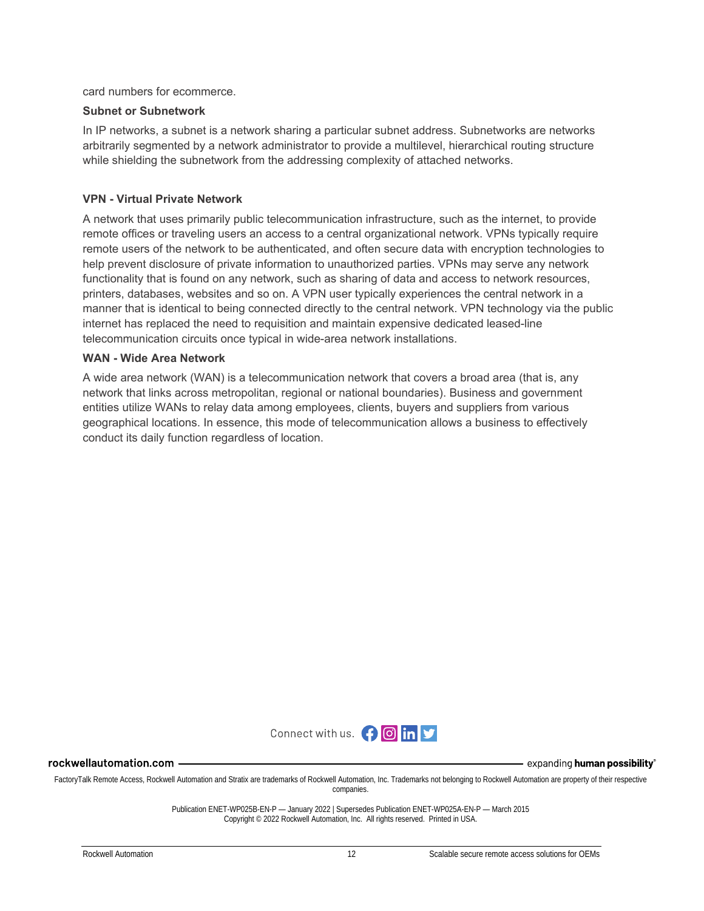card numbers for ecommerce.

**Subnet or Subnetwork**

In IP networks, a subnet is a network sharing a particular subnet address. Subnetworks are networks arbitrarily segmented by a network administrator to provide a multilevel, hierarchical routing structure while shielding the subnetwork from the addressing complexity of attached networks.

**VPN - Virtual Private Network**

A network that uses primarily public telecommunication infrastructure, such as the internet, to provide remote offices or traveling users an access to a central organizational network. VPNs typically require remote users of the network to be authenticated, and often secure data with encryption technologies to help prevent disclosure of private information to unauthorized parties. VPNs may serve any network functionality that is found on any network, such as sharing of data and access to network resources, printers, databases, websites and so on. A VPN user typically experiences the central network in a manner that is identical to being connected directly to the central network. VPN technology via the public internet has replaced the need to requisition and maintain expensive dedicated leased-line telecommunication circuits once typical in wide-area network installations.

**WAN - Wide Area Network**

A wide area network (WAN) is a telecommunication network that covers a broad area (that is, any network that links across metropolitan, regional or national boundaries). Business and government entities utilize WANs to relay data among employees, clients, buyers and suppliers from various geographical locations. In essence, this mode of telecommunication allows a business to effectively conduct its daily function regardless of location.

Connect with us.

rockwellautomation.com — expanding **human possibility**®

FactoryTalk Remote Access, Rockwell Automation and Stratix are trademarks of Rockwell Automation, Inc. Trademarks not belonging to Rockwell Automation are property of their respective companies.

Publication ENET-WP025B-EN-P — January 2022 | Supersedes Publication ENET-WP025A-EN-P — March 2015
Copyright © 2022 Rockwell Automation, Inc. All rights reserved. Printed in USA.